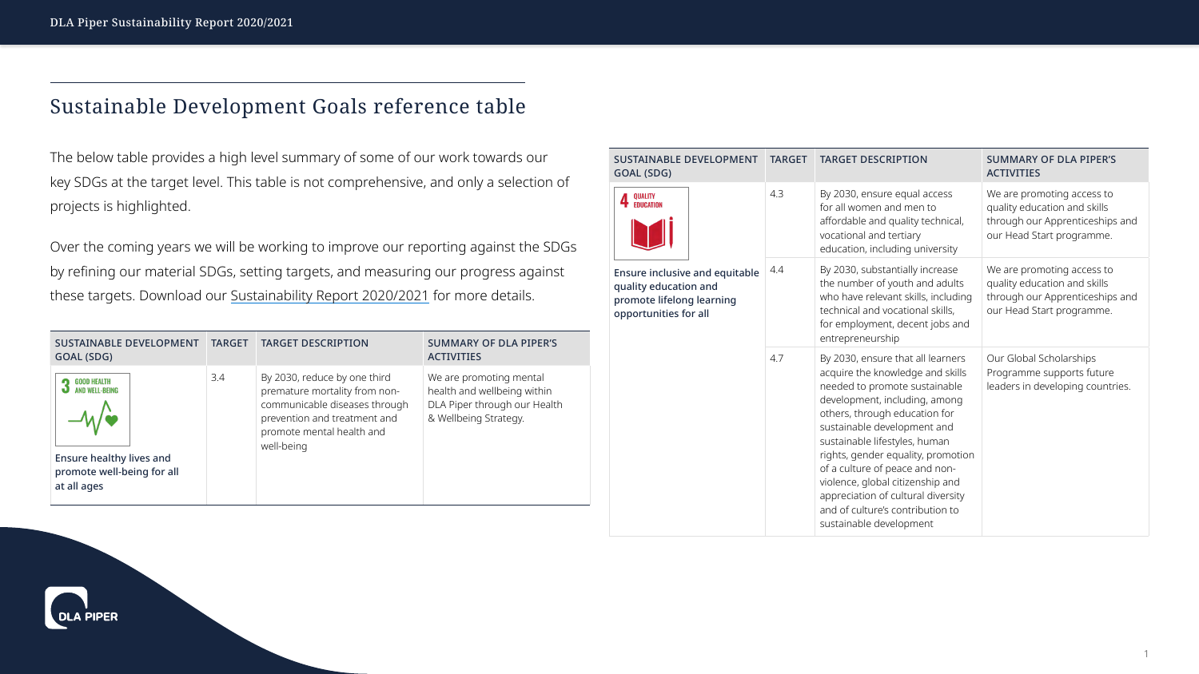## Sustainable Development Goals reference table

The below table provides a high level summary of some of our work towards our key SDGs at the target level. This table is not comprehensive, and only a selection of projects is highlighted.

Over the coming years we will be working to improve our reporting against the SDGs by refining our material SDGs, setting targets, and measuring our progress against these targets. Download our Sustainability Report 2020/2021 for more details.

| SUSTAINABLE DEVELOPMENT GOAL (SDG) | TARGET | TARGET DESCRIPTION | SUMMARY OF DLA PIPER'S ACTIVITIES |
|---|---|---|---|
| 3 GOOD HEALTH AND WELL-BEING<br>**Ensure healthy lives and promote well-being for all at all ages** | 3.4 | By 2030, reduce by one third premature mortality from non-communicable diseases through prevention and treatment and promote mental health and well-being | We are promoting mental health and wellbeing within DLA Piper through our Health & Wellbeing Strategy. |

| SUSTAINABLE DEVELOPMENT GOAL (SDG) | TARGET | TARGET DESCRIPTION | SUMMARY OF DLA PIPER'S ACTIVITIES |
|---|---|---|---|
| 4 QUALITY EDUCATION<br>**Ensure inclusive and equitable quality education and promote lifelong learning opportunities for all** | 4.3 | By 2030, ensure equal access for all women and men to affordable and quality technical, vocational and tertiary education, including university | We are promoting access to quality education and skills through our Apprenticeships and our Head Start programme. |
| | 4.4 | By 2030, substantially increase the number of youth and adults who have relevant skills, including technical and vocational skills, for employment, decent jobs and entrepreneurship | We are promoting access to quality education and skills through our Apprenticeships and our Head Start programme. |
| | 4.7 | By 2030, ensure that all learners acquire the knowledge and skills needed to promote sustainable development, including, among others, through education for sustainable development and sustainable lifestyles, human rights, gender equality, promotion of a culture of peace and non-violence, global citizenship and appreciation of cultural diversity and of culture's contribution to sustainable development | Our Global Scholarships Programme supports future leaders in developing countries. |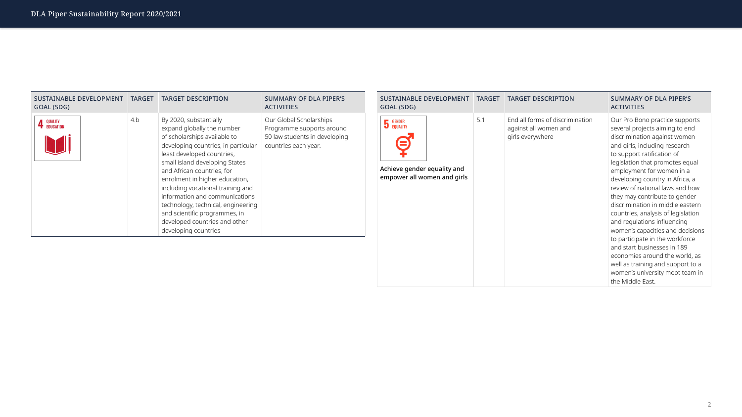| SUSTAINABLE DEVELOPMENT GOAL (SDG) | TARGET | TARGET DESCRIPTION | SUMMARY OF DLA PIPER'S ACTIVITIES |
|---|---|---|---|
| 4 QUALITY EDUCATION | 4.b | By 2020, substantially expand globally the number of scholarships available to developing countries, in particular least developed countries, small island developing States and African countries, for enrolment in higher education, including vocational training and information and communications technology, technical, engineering and scientific programmes, in developed countries and other developing countries | Our Global Scholarships Programme supports around 50 law students in developing countries each year. |

| SUSTAINABLE DEVELOPMENT GOAL (SDG) | TARGET | TARGET DESCRIPTION | SUMMARY OF DLA PIPER'S ACTIVITIES |
|---|---|---|---|
| 5 GENDER EQUALITY<br>**Achieve gender equality and empower all women and girls** | 5.1 | End all forms of discrimination against all women and girls everywhere | Our Pro Bono practice supports several projects aiming to end discrimination against women and girls, including research to support ratification of legislation that promotes equal employment for women in a developing country in Africa, a review of national laws and how they may contribute to gender discrimination in middle eastern countries, analysis of legislation and regulations influencing women's capacities and decisions to participate in the workforce and start businesses in 189 economies around the world, as well as training and support to a women's university moot team in the Middle East. |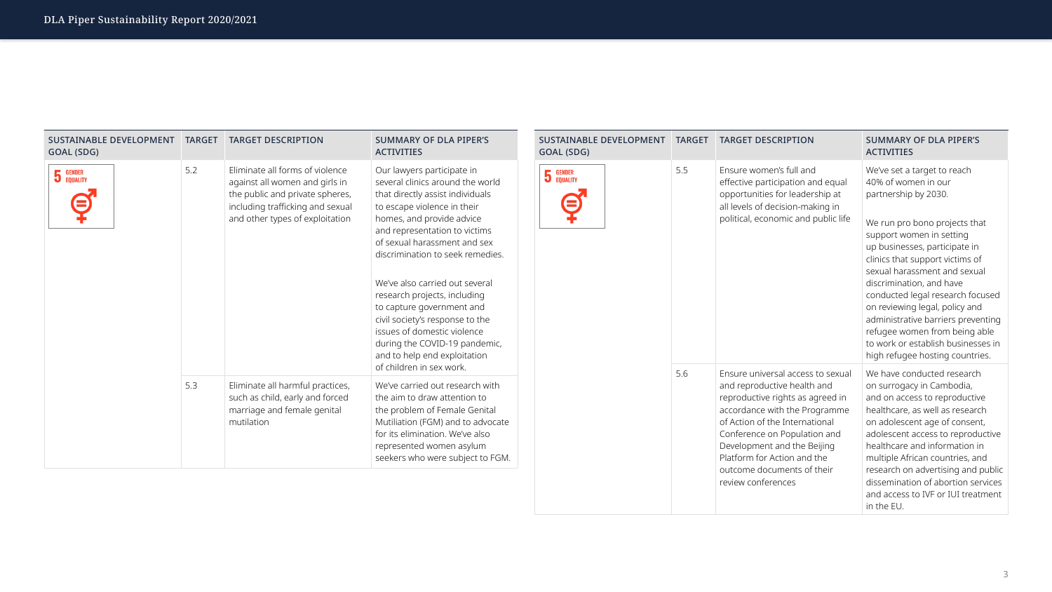| SUSTAINABLE DEVELOPMENT GOAL (SDG) | TARGET | TARGET DESCRIPTION | SUMMARY OF DLA PIPER'S ACTIVITIES |
|---|---|---|---|
| 5 GENDER EQUALITY | 5.2 | Eliminate all forms of violence against all women and girls in the public and private spheres, including trafficking and sexual and other types of exploitation | Our lawyers participate in several clinics around the world that directly assist individuals to escape violence in their homes, and provide advice and representation to victims of sexual harassment and sex discrimination to seek remedies.<br><br>We've also carried out several research projects, including to capture government and civil society's response to the issues of domestic violence during the COVID-19 pandemic, and to help end exploitation of children in sex work. |
| | 5.3 | Eliminate all harmful practices, such as child, early and forced marriage and female genital mutilation | We've carried out research with the aim to draw attention to the problem of Female Genital Mutilation (FGM) and to advocate for its elimination. We've also represented women asylum seekers who were subject to FGM. |
| 5 GENDER EQUALITY | 5.5 | Ensure women's full and effective participation and equal opportunities for leadership at all levels of decision-making in political, economic and public life | We've set a target to reach 40% of women in our partnership by 2030.<br><br>We run pro bono projects that support women in setting up businesses, participate in clinics that support victims of sexual harassment and sexual discrimination, and have conducted legal research focused on reviewing legal, policy and administrative barriers preventing refugee women from being able to work or establish businesses in high refugee hosting countries. |
| | 5.6 | Ensure universal access to sexual and reproductive health and reproductive rights as agreed in accordance with the Programme of Action of the International Conference on Population and Development and the Beijing Platform for Action and the outcome documents of their review conferences | We have conducted research on surrogacy in Cambodia, and on access to reproductive healthcare, as well as research on adolescent age of consent, adolescent access to reproductive healthcare and information in multiple African countries, and research on advertising and public dissemination of abortion services and access to IVF or IUI treatment in the EU. |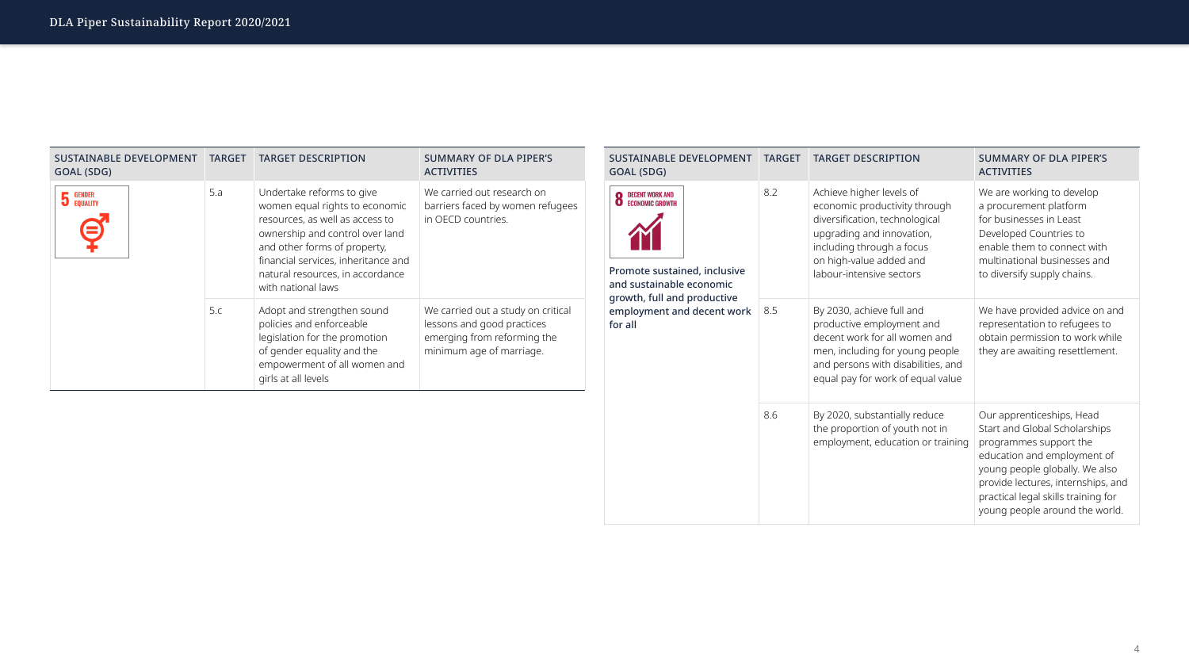| SUSTAINABLE DEVELOPMENT GOAL (SDG) | TARGET | TARGET DESCRIPTION | SUMMARY OF DLA PIPER'S ACTIVITIES |
|---|---|---|---|
| 5 GENDER EQUALITY | 5.a | Undertake reforms to give women equal rights to economic resources, as well as access to ownership and control over land and other forms of property, financial services, inheritance and natural resources, in accordance with national laws | We carried out research on barriers faced by women refugees in OECD countries. |
| | 5.c | Adopt and strengthen sound policies and enforceable legislation for the promotion of gender equality and the empowerment of all women and girls at all levels | We carried out a study on critical lessons and good practices emerging from reforming the minimum age of marriage. |

| SUSTAINABLE DEVELOPMENT GOAL (SDG) | TARGET | TARGET DESCRIPTION | SUMMARY OF DLA PIPER'S ACTIVITIES |
|---|---|---|---|
| 8 DECENT WORK AND ECONOMIC GROWTH<br>**Promote sustained, inclusive and sustainable economic growth, full and productive employment and decent work for all** | 8.2 | Achieve higher levels of economic productivity through diversification, technological upgrading and innovation, including through a focus on high-value added and labour-intensive sectors | We are working to develop a procurement platform for businesses in Least Developed Countries to enable them to connect with multinational businesses and to diversify supply chains. |
| | 8.5 | By 2030, achieve full and productive employment and decent work for all women and men, including for young people and persons with disabilities, and equal pay for work of equal value | We have provided advice on and representation to refugees to obtain permission to work while they are awaiting resettlement. |
| | 8.6 | By 2020, substantially reduce the proportion of youth not in employment, education or training | Our apprenticeships, Head Start and Global Scholarships programmes support the education and employment of young people globally. We also provide lectures, internships, and practical legal skills training for young people around the world. |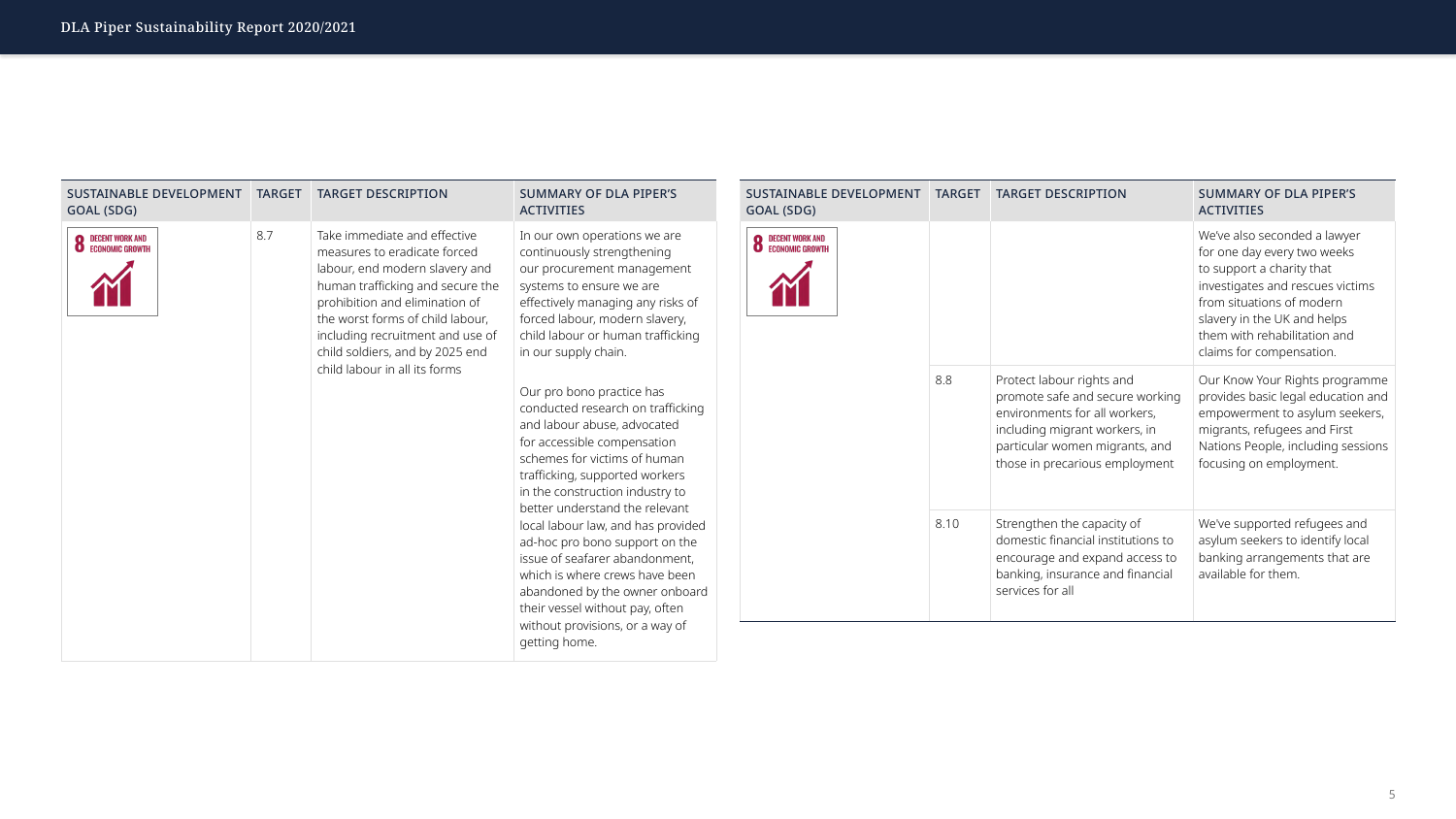| SUSTAINABLE DEVELOPMENT GOAL (SDG) | TARGET | TARGET DESCRIPTION | SUMMARY OF DLA PIPER'S ACTIVITIES |
|---|---|---|---|
| 8 DECENT WORK AND ECONOMIC GROWTH | 8.7 | Take immediate and effective measures to eradicate forced labour, end modern slavery and human trafficking and secure the prohibition and elimination of the worst forms of child labour, including recruitment and use of child soldiers, and by 2025 end child labour in all its forms | In our own operations we are continuously strengthening our procurement management systems to ensure we are effectively managing any risks of forced labour, modern slavery, child labour or human trafficking in our supply chain.<br><br>Our pro bono practice has conducted research on trafficking and labour abuse, advocated for accessible compensation schemes for victims of human trafficking, supported workers in the construction industry to better understand the relevant local labour law, and has provided ad-hoc pro bono support on the issue of seafarer abandonment, which is where crews have been abandoned by the owner onboard their vessel without pay, often without provisions, or a way of getting home.<br><br>We've also seconded a lawyer for one day every two weeks to support a charity that investigates and rescues victims from situations of modern slavery in the UK and helps them with rehabilitation and claims for compensation. |
| | 8.8 | Protect labour rights and promote safe and secure working environments for all workers, including migrant workers, in particular women migrants, and those in precarious employment | Our Know Your Rights programme provides basic legal education and empowerment to asylum seekers, migrants, refugees and First Nations People, including sessions focusing on employment. |
| | 8.10 | Strengthen the capacity of domestic financial institutions to encourage and expand access to banking, insurance and financial services for all | We've supported refugees and asylum seekers to identify local banking arrangements that are available for them. |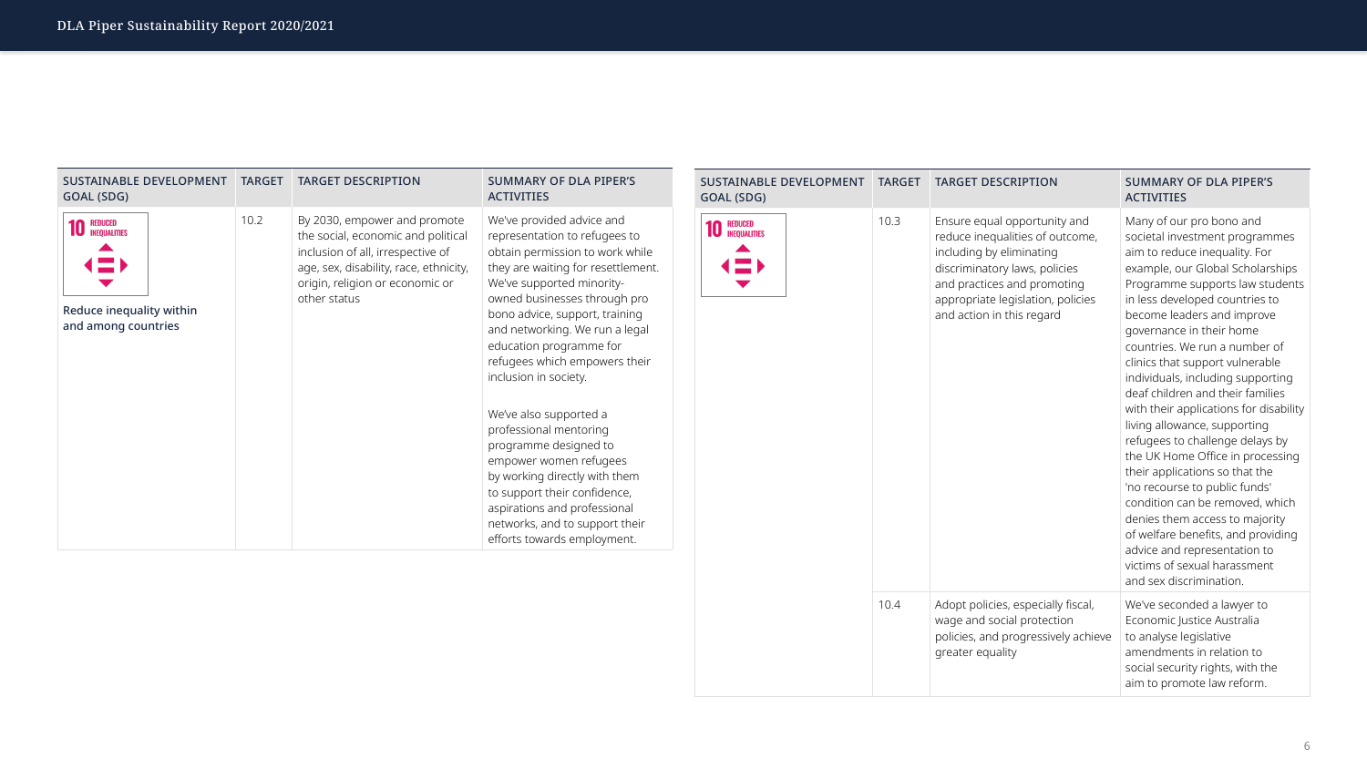| SUSTAINABLE DEVELOPMENT GOAL (SDG) | TARGET | TARGET DESCRIPTION | SUMMARY OF DLA PIPER'S ACTIVITIES |
|---|---|---|---|
| 10 REDUCED INEQUALITIES<br><br>Reduce inequality within and among countries | 10.2 | By 2030, empower and promote the social, economic and political inclusion of all, irrespective of age, sex, disability, race, ethnicity, origin, religion or economic or other status | We've provided advice and representation to refugees to obtain permission to work while they are waiting for resettlement. We've supported minority-owned businesses through pro bono advice, support, training and networking. We run a legal education programme for refugees which empowers their inclusion in society.<br><br>We've also supported a professional mentoring programme designed to empower women refugees by working directly with them to support their confidence, aspirations and professional networks, and to support their efforts towards employment. |

| SUSTAINABLE DEVELOPMENT GOAL (SDG) | TARGET | TARGET DESCRIPTION | SUMMARY OF DLA PIPER'S ACTIVITIES |
|---|---|---|---|
| 10 REDUCED INEQUALITIES | 10.3 | Ensure equal opportunity and reduce inequalities of outcome, including by eliminating discriminatory laws, policies and practices and promoting appropriate legislation, policies and action in this regard | Many of our pro bono and societal investment programmes aim to reduce inequality. For example, our Global Scholarships Programme supports law students in less developed countries to become leaders and improve governance in their home countries. We run a number of clinics that support vulnerable individuals, including supporting deaf children and their families with their applications for disability living allowance, supporting refugees to challenge delays by the UK Home Office in processing their applications so that the 'no recourse to public funds' condition can be removed, which denies them access to majority of welfare benefits, and providing advice and representation to victims of sexual harassment and sex discrimination. |
| | 10.4 | Adopt policies, especially fiscal, wage and social protection policies, and progressively achieve greater equality | We've seconded a lawyer to Economic Justice Australia to analyse legislative amendments in relation to social security rights, with the aim to promote law reform. |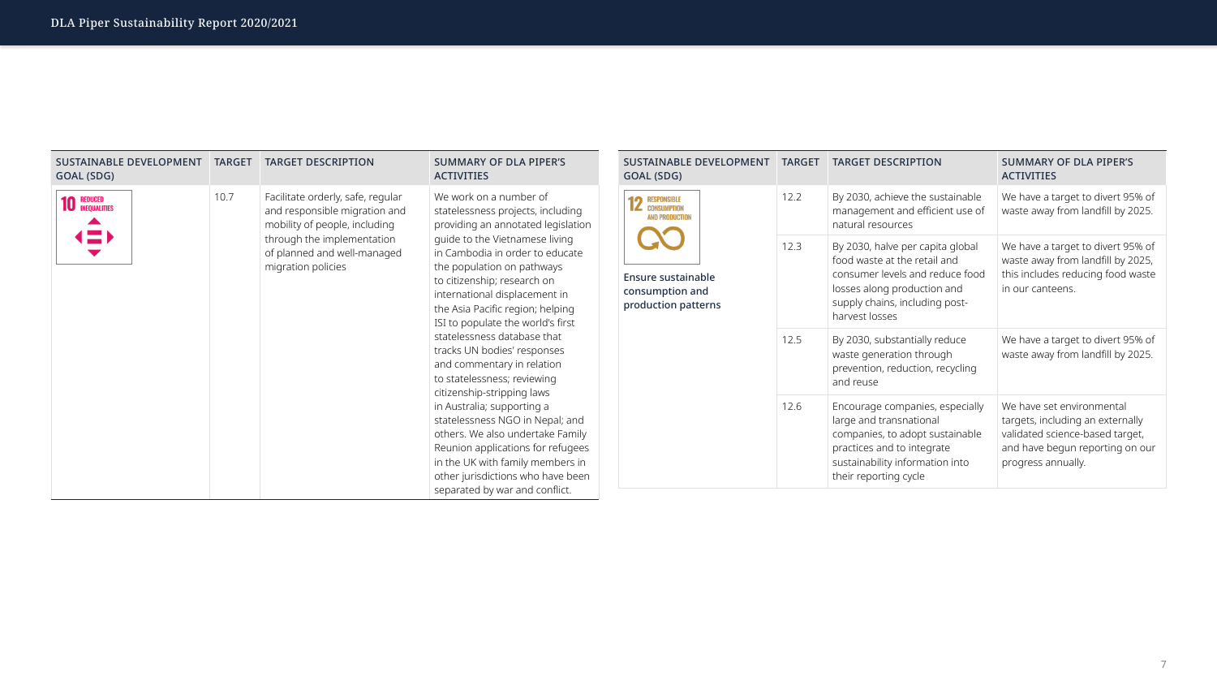| SUSTAINABLE DEVELOPMENT GOAL (SDG) | TARGET | TARGET DESCRIPTION | SUMMARY OF DLA PIPER'S ACTIVITIES |
|---|---|---|---|
| 10 REDUCED INEQUALITIES | 10.7 | Facilitate orderly, safe, regular and responsible migration and mobility of people, including through the implementation of planned and well-managed migration policies | We work on a number of statelessness projects, including providing an annotated legislation guide to the Vietnamese living in Cambodia in order to educate the population on pathways to citizenship; research on international displacement in the Asia Pacific region; helping ISI to populate the world's first statelessness database that tracks UN bodies' responses and commentary in relation to statelessness; reviewing citizenship-stripping laws in Australia; supporting a statelessness NGO in Nepal; and others. We also undertake Family Reunion applications for refugees in the UK with family members in other jurisdictions who have been separated by war and conflict. |

| SUSTAINABLE DEVELOPMENT GOAL (SDG) | TARGET | TARGET DESCRIPTION | SUMMARY OF DLA PIPER'S ACTIVITIES |
|---|---|---|---|
| 12 RESPONSIBLE CONSUMPTION AND PRODUCTION<br>**Ensure sustainable consumption and production patterns** | 12.2 | By 2030, achieve the sustainable management and efficient use of natural resources | We have a target to divert 95% of waste away from landfill by 2025. |
| | 12.3 | By 2030, halve per capita global food waste at the retail and consumer levels and reduce food losses along production and supply chains, including post-harvest losses | We have a target to divert 95% of waste away from landfill by 2025, this includes reducing food waste in our canteens. |
| | 12.5 | By 2030, substantially reduce waste generation through prevention, reduction, recycling and reuse | We have a target to divert 95% of waste away from landfill by 2025. |
| | 12.6 | Encourage companies, especially large and transnational companies, to adopt sustainable practices and to integrate sustainability information into their reporting cycle | We have set environmental targets, including an externally validated science-based target, and have begun reporting on our progress annually. |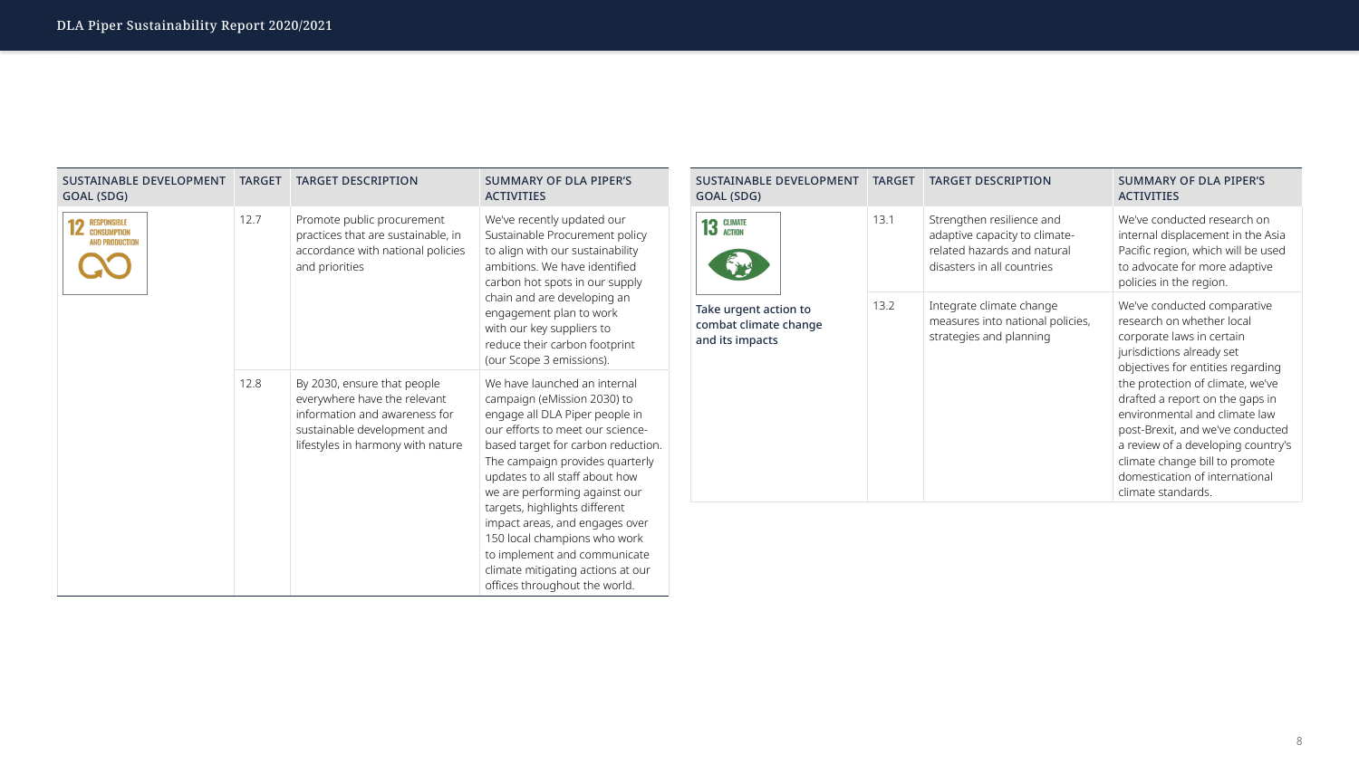| SUSTAINABLE DEVELOPMENT GOAL (SDG) | TARGET | TARGET DESCRIPTION | SUMMARY OF DLA PIPER'S ACTIVITIES |
|---|---|---|---|
| 12 RESPONSIBLE CONSUMPTION AND PRODUCTION | 12.7 | Promote public procurement practices that are sustainable, in accordance with national policies and priorities | We've recently updated our Sustainable Procurement policy to align with our sustainability ambitions. We have identified carbon hot spots in our supply chain and are developing an engagement plan to work with our key suppliers to reduce their carbon footprint (our Scope 3 emissions). |
| | 12.8 | By 2030, ensure that people everywhere have the relevant information and awareness for sustainable development and lifestyles in harmony with nature | We have launched an internal campaign (eMission 2030) to engage all DLA Piper people in our efforts to meet our science-based target for carbon reduction. The campaign provides quarterly updates to all staff about how we are performing against our targets, highlights different impact areas, and engages over 150 local champions who work to implement and communicate climate mitigating actions at our offices throughout the world. |

| SUSTAINABLE DEVELOPMENT GOAL (SDG) | TARGET | TARGET DESCRIPTION | SUMMARY OF DLA PIPER'S ACTIVITIES |
|---|---|---|---|
| 13 CLIMATE ACTION<br>Take urgent action to combat climate change and its impacts | 13.1 | Strengthen resilience and adaptive capacity to climate-related hazards and natural disasters in all countries | We've conducted research on internal displacement in the Asia Pacific region, which will be used to advocate for more adaptive policies in the region. |
| | 13.2 | Integrate climate change measures into national policies, strategies and planning | We've conducted comparative research on whether local corporate laws in certain jurisdictions already set objectives for entities regarding the protection of climate, we've drafted a report on the gaps in environmental and climate law post-Brexit, and we've conducted a review of a developing country's climate change bill to promote domestication of international climate standards. |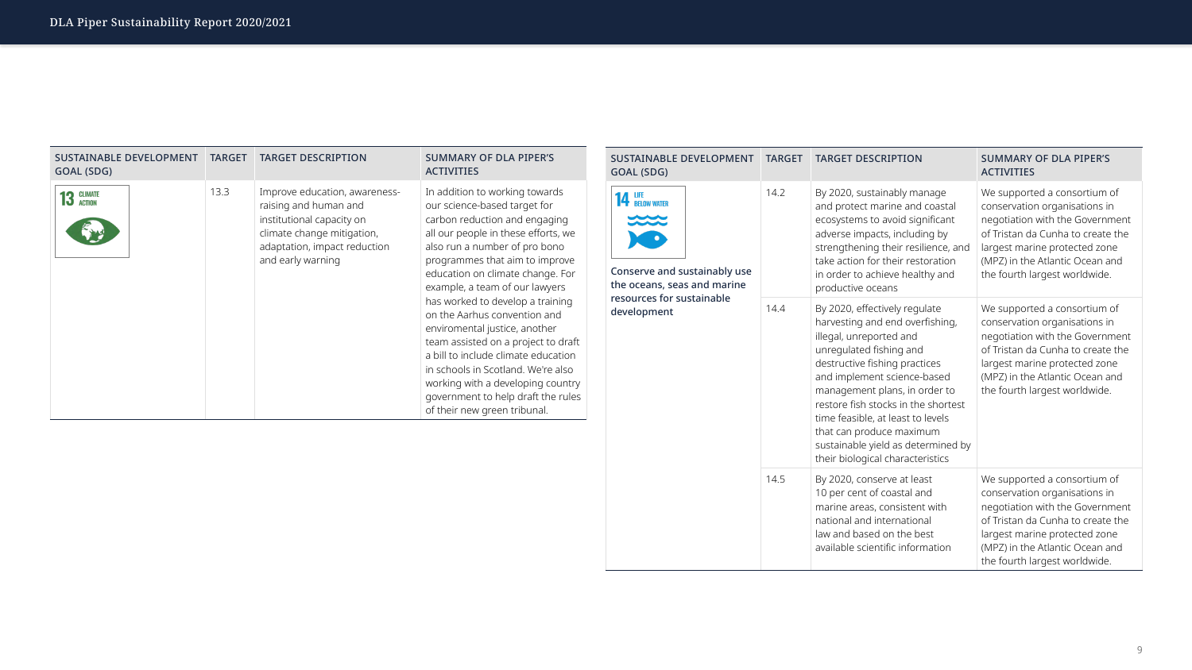| SUSTAINABLE DEVELOPMENT GOAL (SDG) | TARGET | TARGET DESCRIPTION | SUMMARY OF DLA PIPER'S ACTIVITIES |
|---|---|---|---|
| 13 CLIMATE ACTION | 13.3 | Improve education, awareness-raising and human and institutional capacity on climate change mitigation, adaptation, impact reduction and early warning | In addition to working towards our science-based target for carbon reduction and engaging all our people in these efforts, we also run a number of pro bono programmes that aim to improve education on climate change. For example, a team of our lawyers has worked to develop a training on the Aarhus convention and enviromental justice, another team assisted on a project to draft a bill to include climate education in schools in Scotland. We're also working with a developing country government to help draft the rules of their new green tribunal. |

| SUSTAINABLE DEVELOPMENT GOAL (SDG) | TARGET | TARGET DESCRIPTION | SUMMARY OF DLA PIPER'S ACTIVITIES |
|---|---|---|---|
| 14 LIFE BELOW WATER<br>**Conserve and sustainably use the oceans, seas and marine resources for sustainable development** | 14.2 | By 2020, sustainably manage and protect marine and coastal ecosystems to avoid significant adverse impacts, including by strengthening their resilience, and take action for their restoration in order to achieve healthy and productive oceans | We supported a consortium of conservation organisations in negotiation with the Government of Tristan da Cunha to create the largest marine protected zone (MPZ) in the Atlantic Ocean and the fourth largest worldwide. |
| | 14.4 | By 2020, effectively regulate harvesting and end overfishing, illegal, unreported and unregulated fishing and destructive fishing practices and implement science-based management plans, in order to restore fish stocks in the shortest time feasible, at least to levels that can produce maximum sustainable yield as determined by their biological characteristics | We supported a consortium of conservation organisations in negotiation with the Government of Tristan da Cunha to create the largest marine protected zone (MPZ) in the Atlantic Ocean and the fourth largest worldwide. |
| | 14.5 | By 2020, conserve at least 10 per cent of coastal and marine areas, consistent with national and international law and based on the best available scientific information | We supported a consortium of conservation organisations in negotiation with the Government of Tristan da Cunha to create the largest marine protected zone (MPZ) in the Atlantic Ocean and the fourth largest worldwide. |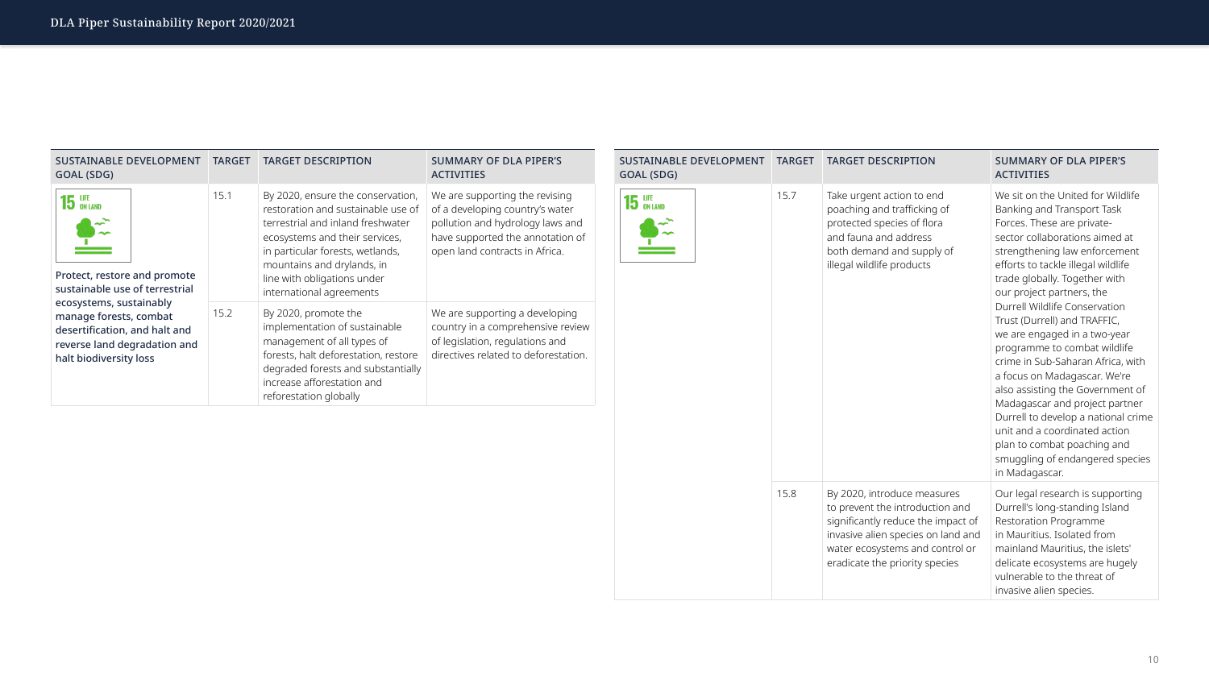| SUSTAINABLE DEVELOPMENT GOAL (SDG) | TARGET | TARGET DESCRIPTION | SUMMARY OF DLA PIPER'S ACTIVITIES |
|---|---|---|---|
| 15 LIFE ON LAND<br><br>**Protect, restore and promote sustainable use of terrestrial ecosystems, sustainably manage forests, combat desertification, and halt and reverse land degradation and halt biodiversity loss** | 15.1 | By 2020, ensure the conservation, restoration and sustainable use of terrestrial and inland freshwater ecosystems and their services, in particular forests, wetlands, mountains and drylands, in line with obligations under international agreements | We are supporting the revising of a developing country's water pollution and hydrology laws and have supported the annotation of open land contracts in Africa. |
| | 15.2 | By 2020, promote the implementation of sustainable management of all types of forests, halt deforestation, restore degraded forests and substantially increase afforestation and reforestation globally | We are supporting a developing country in a comprehensive review of legislation, regulations and directives related to deforestation. |

| SUSTAINABLE DEVELOPMENT GOAL (SDG) | TARGET | TARGET DESCRIPTION | SUMMARY OF DLA PIPER'S ACTIVITIES |
|---|---|---|---|
| 15 LIFE ON LAND | 15.7 | Take urgent action to end poaching and trafficking of protected species of flora and fauna and address both demand and supply of illegal wildlife products | We sit on the United for Wildlife Banking and Transport Task Forces. These are private-sector collaborations aimed at strengthening law enforcement efforts to tackle illegal wildlife trade globally. Together with our project partners, the Durrell Wildlife Conservation Trust (Durrell) and TRAFFIC, we are engaged in a two-year programme to combat wildlife crime in Sub-Saharan Africa, with a focus on Madagascar. We're also assisting the Government of Madagascar and project partner Durrell to develop a national crime unit and a coordinated action plan to combat poaching and smuggling of endangered species in Madagascar. |
| | 15.8 | By 2020, introduce measures to prevent the introduction and significantly reduce the impact of invasive alien species on land and water ecosystems and control or eradicate the priority species | Our legal research is supporting Durrell's long-standing Island Restoration Programme in Mauritius. Isolated from mainland Mauritius, the islets' delicate ecosystems are hugely vulnerable to the threat of invasive alien species. |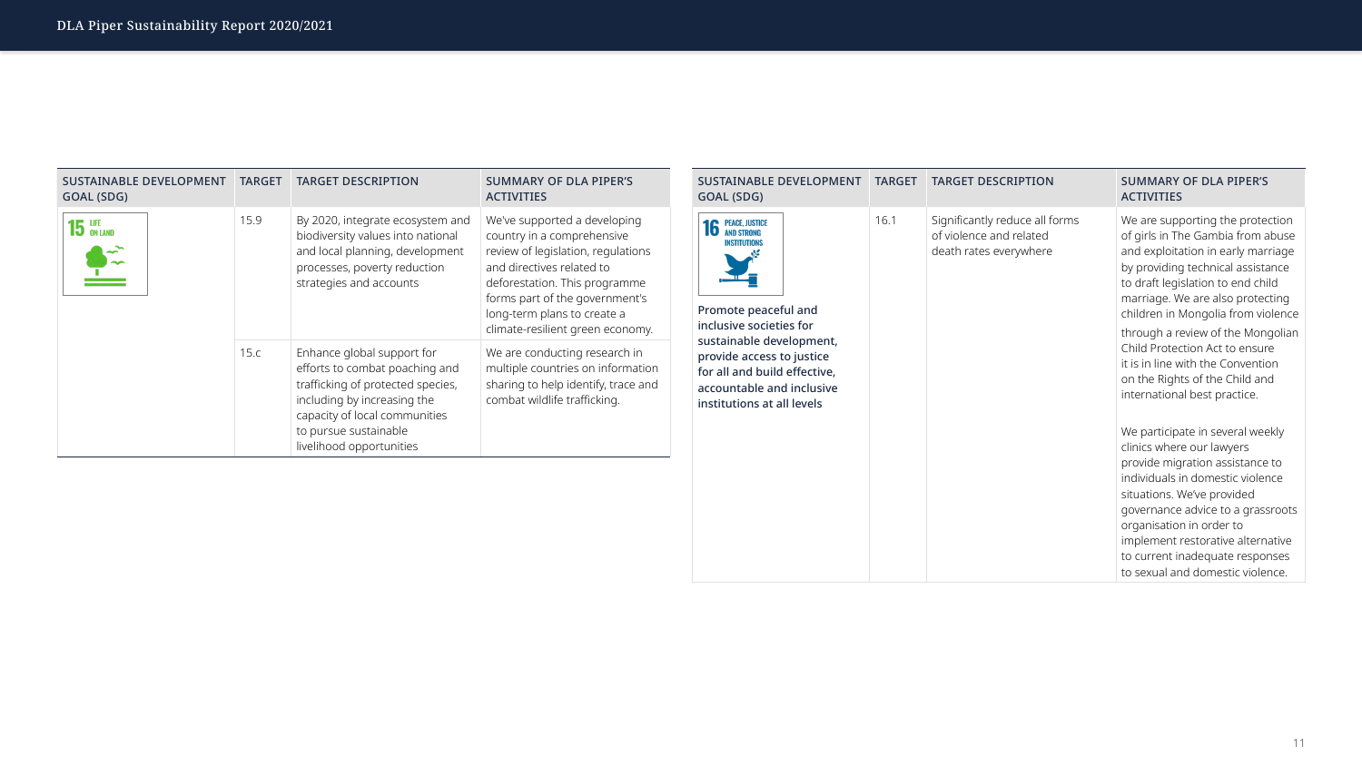| SUSTAINABLE DEVELOPMENT GOAL (SDG) | TARGET | TARGET DESCRIPTION | SUMMARY OF DLA PIPER'S ACTIVITIES |
|---|---|---|---|
| 15 LIFE ON LAND | 15.9 | By 2020, integrate ecosystem and biodiversity values into national and local planning, development processes, poverty reduction strategies and accounts | We've supported a developing country in a comprehensive review of legislation, regulations and directives related to deforestation. This programme forms part of the government's long-term plans to create a climate-resilient green economy. |
| | 15.c | Enhance global support for efforts to combat poaching and trafficking of protected species, including by increasing the capacity of local communities to pursue sustainable livelihood opportunities | We are conducting research in multiple countries on information sharing to help identify, trace and combat wildlife trafficking. |

| SUSTAINABLE DEVELOPMENT GOAL (SDG) | TARGET | TARGET DESCRIPTION | SUMMARY OF DLA PIPER'S ACTIVITIES |
|---|---|---|---|
| 16 PEACE, JUSTICE AND STRONG INSTITUTIONS<br><br>**Promote peaceful and inclusive societies for sustainable development, provide access to justice for all and build effective, accountable and inclusive institutions at all levels** | 16.1 | Significantly reduce all forms of violence and related death rates everywhere | We are supporting the protection of girls in The Gambia from abuse and exploitation in early marriage by providing technical assistance to draft legislation to end child marriage. We are also protecting children in Mongolia from violence through a review of the Mongolian Child Protection Act to ensure it is in line with the Convention on the Rights of the Child and international best practice.<br><br>We participate in several weekly clinics where our lawyers provide migration assistance to individuals in domestic violence situations. We've provided governance advice to a grassroots organisation in order to implement restorative alternative to current inadequate responses to sexual and domestic violence. |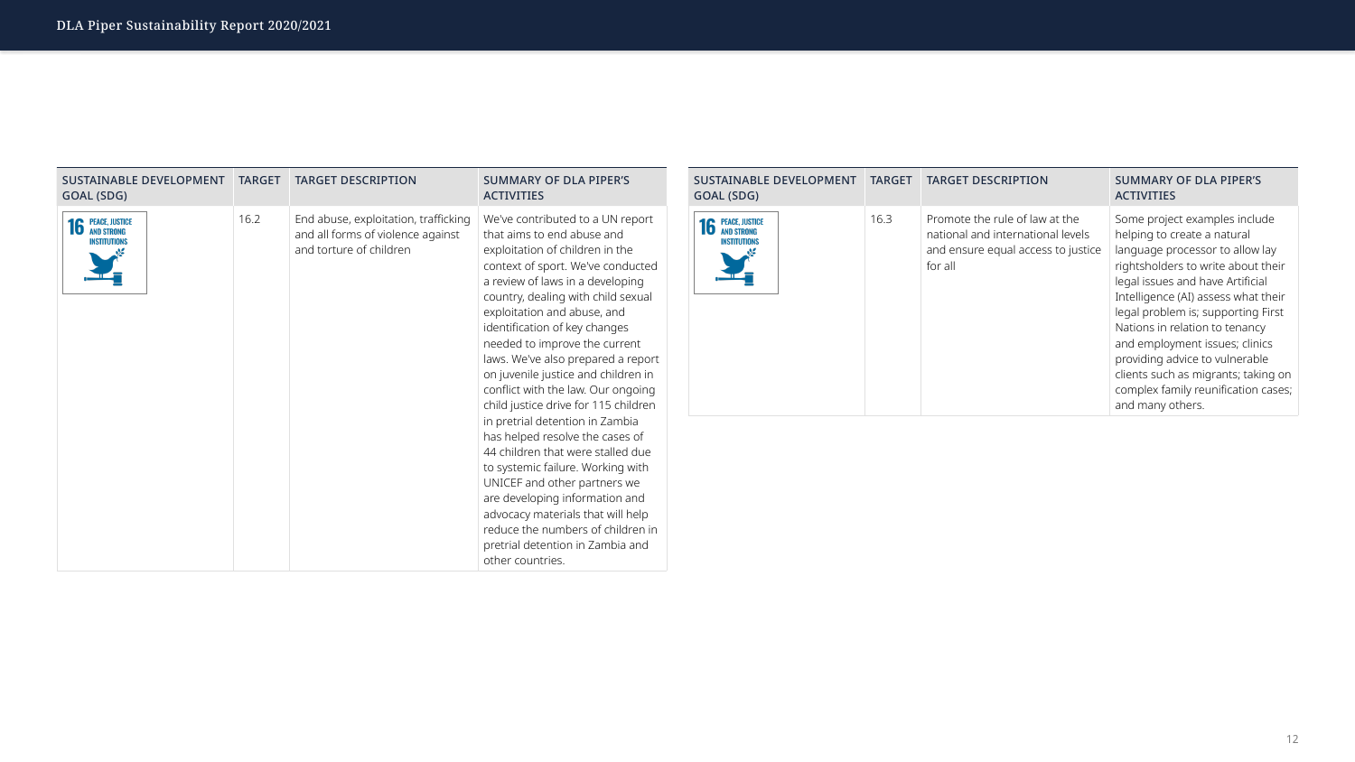| SUSTAINABLE DEVELOPMENT GOAL (SDG) | TARGET | TARGET DESCRIPTION | SUMMARY OF DLA PIPER'S ACTIVITIES |
| --- | --- | --- | --- |
| 16 PEACE, JUSTICE AND STRONG INSTITUTIONS | 16.2 | End abuse, exploitation, trafficking and all forms of violence against and torture of children | We've contributed to a UN report that aims to end abuse and exploitation of children in the context of sport. We've conducted a review of laws in a developing country, dealing with child sexual exploitation and abuse, and identification of key changes needed to improve the current laws. We've also prepared a report on juvenile justice and children in conflict with the law. Our ongoing child justice drive for 115 children in pretrial detention in Zambia has helped resolve the cases of 44 children that were stalled due to systemic failure. Working with UNICEF and other partners we are developing information and advocacy materials that will help reduce the numbers of children in pretrial detention in Zambia and other countries. |
| 16 PEACE, JUSTICE AND STRONG INSTITUTIONS | 16.3 | Promote the rule of law at the national and international levels and ensure equal access to justice for all | Some project examples include helping to create a natural language processor to allow lay rightsholders to write about their legal issues and have Artificial Intelligence (AI) assess what their legal problem is; supporting First Nations in relation to tenancy and employment issues; clinics providing advice to vulnerable clients such as migrants; taking on complex family reunification cases; and many others. |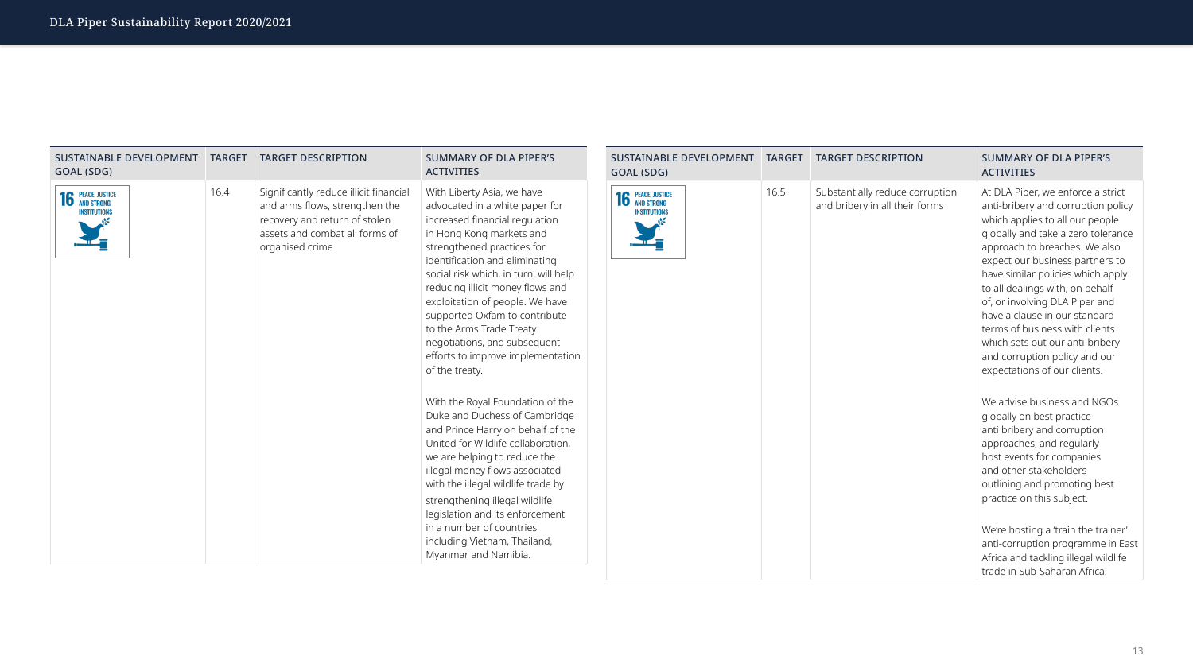| SUSTAINABLE DEVELOPMENT GOAL (SDG) | TARGET | TARGET DESCRIPTION | SUMMARY OF DLA PIPER'S ACTIVITIES |
|---|---|---|---|
| 16 PEACE, JUSTICE AND STRONG INSTITUTIONS | 16.4 | Significantly reduce illicit financial and arms flows, strengthen the recovery and return of stolen assets and combat all forms of organised crime | With Liberty Asia, we have advocated in a white paper for increased financial regulation in Hong Kong markets and strengthened practices for identification and eliminating social risk which, in turn, will help reducing illicit money flows and exploitation of people. We have supported Oxfam to contribute to the Arms Trade Treaty negotiations, and subsequent efforts to improve implementation of the treaty.<br><br>With the Royal Foundation of the Duke and Duchess of Cambridge and Prince Harry on behalf of the United for Wildlife collaboration, we are helping to reduce the illegal money flows associated with the illegal wildlife trade by strengthening illegal wildlife legislation and its enforcement in a number of countries including Vietnam, Thailand, Myanmar and Namibia. |
| 16 PEACE, JUSTICE AND STRONG INSTITUTIONS | 16.5 | Substantially reduce corruption and bribery in all their forms | At DLA Piper, we enforce a strict anti-bribery and corruption policy which applies to all our people globally and take a zero tolerance approach to breaches. We also expect our business partners to have similar policies which apply to all dealings with, on behalf of, or involving DLA Piper and have a clause in our standard terms of business with clients which sets out our anti-bribery and corruption policy and our expectations of our clients.<br><br>We advise business and NGOs globally on best practice anti bribery and corruption approaches, and regularly host events for companies and other stakeholders outlining and promoting best practice on this subject.<br><br>We're hosting a 'train the trainer' anti-corruption programme in East Africa and tackling illegal wildlife trade in Sub-Saharan Africa. |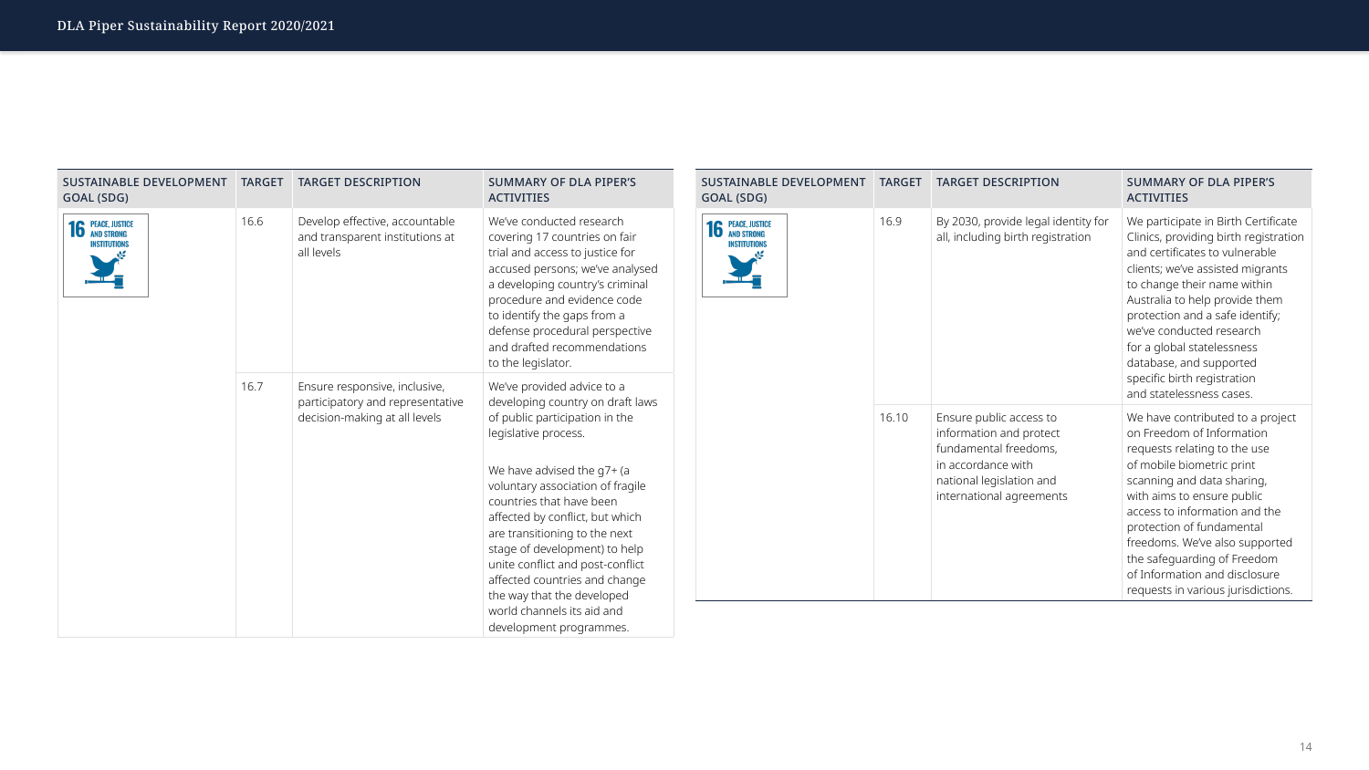| SUSTAINABLE DEVELOPMENT GOAL (SDG) | TARGET | TARGET DESCRIPTION | SUMMARY OF DLA PIPER'S ACTIVITIES |
|---|---|---|---|
| 16 PEACE, JUSTICE AND STRONG INSTITUTIONS | 16.6 | Develop effective, accountable and transparent institutions at all levels | We've conducted research covering 17 countries on fair trial and access to justice for accused persons; we've analysed a developing country's criminal procedure and evidence code to identify the gaps from a defense procedural perspective and drafted recommendations to the legislator. |
| | 16.7 | Ensure responsive, inclusive, participatory and representative decision-making at all levels | We've provided advice to a developing country on draft laws of public participation in the legislative process.<br><br>We have advised the g7+ (a voluntary association of fragile countries that have been affected by conflict, but which are transitioning to the next stage of development) to help unite conflict and post-conflict affected countries and change the way that the developed world channels its aid and development programmes. |

| SUSTAINABLE DEVELOPMENT GOAL (SDG) | TARGET | TARGET DESCRIPTION | SUMMARY OF DLA PIPER'S ACTIVITIES |
|---|---|---|---|
| 16 PEACE, JUSTICE AND STRONG INSTITUTIONS | 16.9 | By 2030, provide legal identity for all, including birth registration | We participate in Birth Certificate Clinics, providing birth registration and certificates to vulnerable clients; we've assisted migrants to change their name within Australia to help provide them protection and a safe identify; we've conducted research for a global statelessness database, and supported specific birth registration and statelessness cases. |
| | 16.10 | Ensure public access to information and protect fundamental freedoms, in accordance with national legislation and international agreements | We have contributed to a project on Freedom of Information requests relating to the use of mobile biometric print scanning and data sharing, with aims to ensure public access to information and the protection of fundamental freedoms. We've also supported the safeguarding of Freedom of Information and disclosure requests in various jurisdictions. |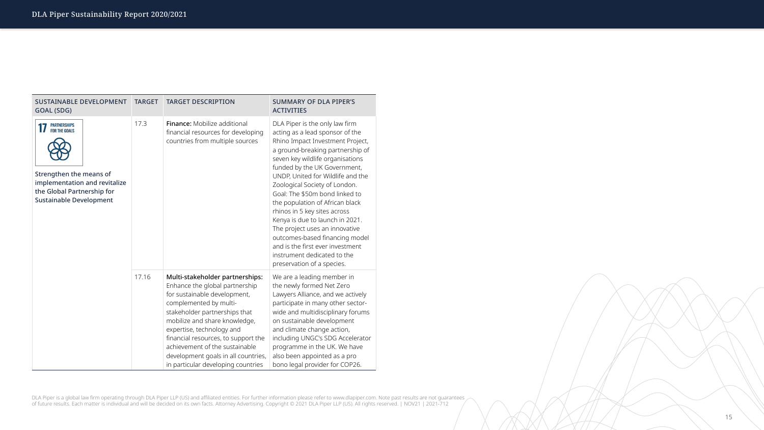| SUSTAINABLE DEVELOPMENT GOAL (SDG) | TARGET | TARGET DESCRIPTION | SUMMARY OF DLA PIPER'S ACTIVITIES |
|---|---|---|---|
| 17 PARTNERSHIPS FOR THE GOALS<br><br>Strengthen the means of implementation and revitalize the Global Partnership for Sustainable Development | 17.3 | **Finance:** Mobilize additional financial resources for developing countries from multiple sources | DLA Piper is the only law firm acting as a lead sponsor of the Rhino Impact Investment Project, a ground-breaking partnership of seven key wildlife organisations funded by the UK Government, UNDP, United for Wildlife and the Zoological Society of London. Goal: The $50m bond linked to the population of African black rhinos in 5 key sites across Kenya is due to launch in 2021. The project uses an innovative outcomes-based financing model and is the first ever investment instrument dedicated to the preservation of a species. |
| | 17.16 | **Multi-stakeholder partnerships:** Enhance the global partnership for sustainable development, complemented by multi-stakeholder partnerships that mobilize and share knowledge, expertise, technology and financial resources, to support the achievement of the sustainable development goals in all countries, in particular developing countries | We are a leading member in the newly formed Net Zero Lawyers Alliance, and we actively participate in many other sector-wide and multidisciplinary forums on sustainable development and climate change action, including UNGC's SDG Accelerator programme in the UK. We have also been appointed as a pro bono legal provider for COP26. |

DLA Piper is a global law firm operating through DLA Piper LLP (US) and affiliated entities. For further information please refer to www.dlapiper.com. Note past results are not guarantees of future results. Each matter is individual and will be decided on its own facts. Attorney Advertising. Copyright © 2021 DLA Piper LLP (US). All rights reserved. | NOV21 | 2021-712